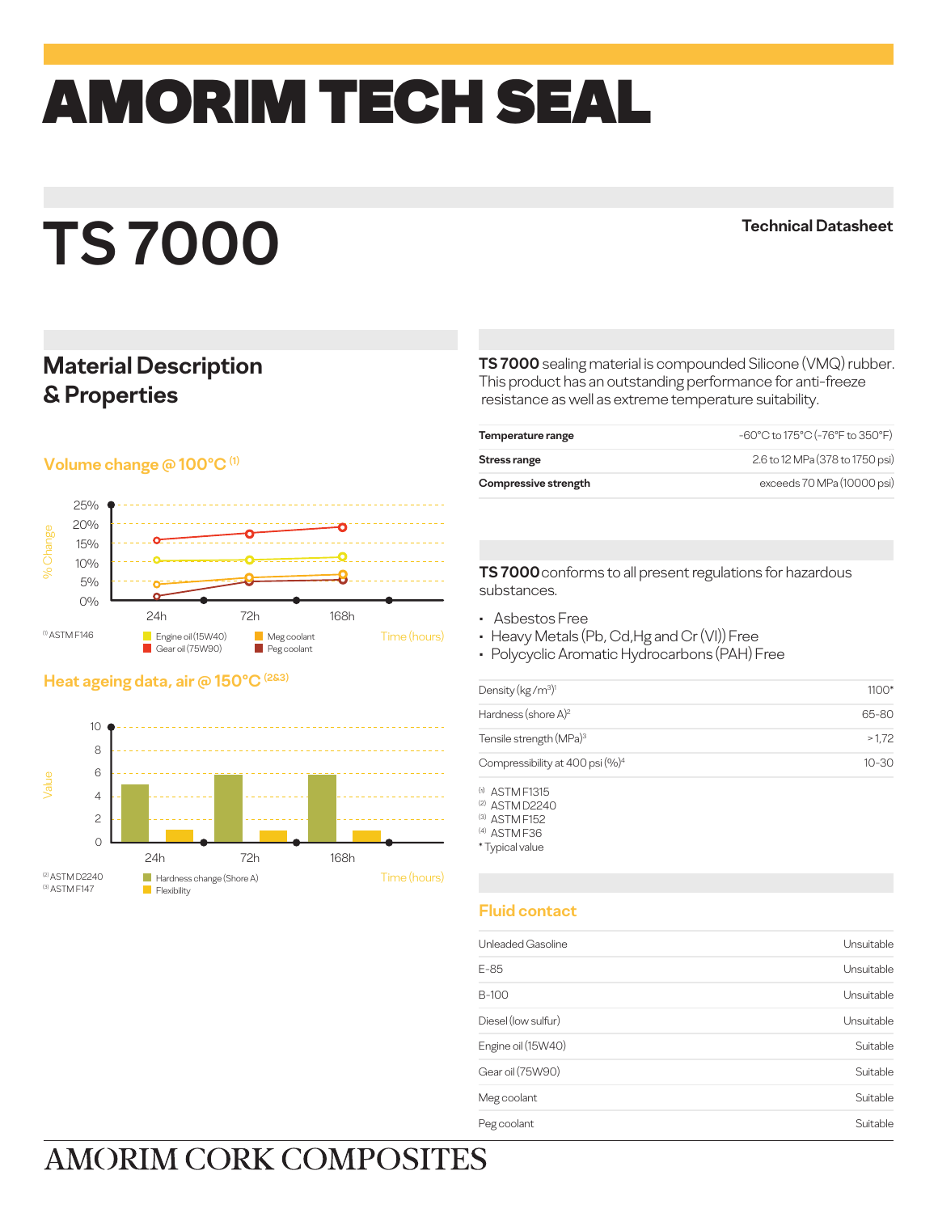# AMORIM TECH SEAL

# TS 7000

**Technical Datasheet**

## Material Description & Properties

### Volume change @ 100°C [1]

% Change

25%
20%
15%
10%
5%
0%

24h 72h 168h

Time (hours)

[1] ASTM F146

Engine oil (15W40)
Gear oil (75W90)
Meg coolant
Peg coolant

### Heat ageing data, air @ 150°C [2&3]

Value

10
8
6
4
2
0

24h 72h 168h

Time (hours)

[2] ASTM D2240
[3] ASTM F147

Hardness change (Shore A)
Flexibility

**TS 7000** sealing material is compounded Silicone (VMQ) rubber. This product has an outstanding performance for anti-freeze resistance as well as extreme temperature suitability.

| | |
|---|---|
| **Temperature range** | -60°C to 175°C (-76°F to 350°F) |
| **Stress range** | 2.6 to 12 MPa (378 to 1750 psi) |
| **Compressive strength** | exceeds 70 MPa (10000 psi) |

**TS 7000** conforms to all present regulations for hazardous substances.

- Asbestos Free
- Heavy Metals (Pb, Cd, Hg and Cr (VI)) Free
- Polycyclic Aromatic Hydrocarbons (PAH) Free

| | |
|---|---|
| Density ($kg/m^3$)[1] | 1100* |
| Hardness (shore A)[2] | 65-80 |
| Tensile strength (MPa)[3] | > 1,72 |
| Compressibility at 400 psi (%)[4] | 10-30 |

[1] ASTM F1315
[2] ASTM D2240
[3] ASTM F152
[4] ASTM F36
* Typical value

### Fluid contact

| | |
|---|---|
| Unleaded Gasoline | Unsuitable |
| E-85 | Unsuitable |
| B-100 | Unsuitable |
| Diesel (low sulfur) | Unsuitable |
| Engine oil (15W40) | Suitable |
| Gear oil (75W90) | Suitable |
| Meg coolant | Suitable |
| Peg coolant | Suitable |

AMORIM CORK COMPOSITES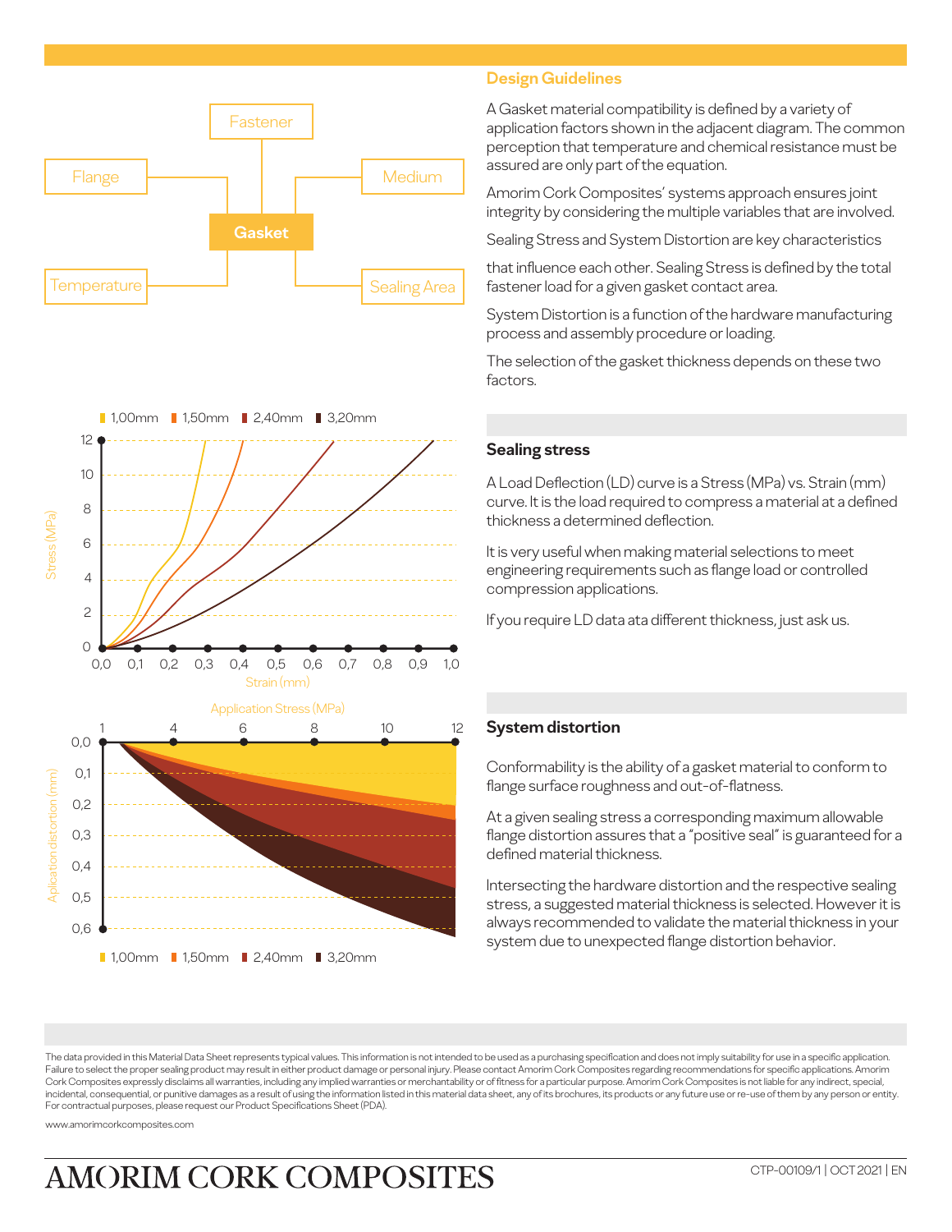Fastener

Flange

Medium

Gasket

Temperature

Sealing Area

## Design Guidelines

A Gasket material compatibility is defined by a variety of application factors shown in the adjacent diagram. The common perception that temperature and chemical resistance must be assured are only part of the equation.

Amorim Cork Composites' systems approach ensures joint integrity by considering the multiple variables that are involved.

Sealing Stress and System Distortion are key characteristics

that influence each other. Sealing Stress is defined by the total fastener load for a given gasket contact area.

System Distortion is a function of the hardware manufacturing process and assembly procedure or loading.

The selection of the gasket thickness depends on these two factors.

1,00mm 1,50mm 2,40mm 3,20mm

Stress (MPa)

12
10
8
6
4
2
0

0,0 0,1 0,2 0,3 0,4 0,5 0,6 0,7 0,8 0,9 1,0

Strain (mm)

## Sealing stress

A Load Deflection (LD) curve is a Stress (MPa) vs. Strain (mm) curve. It is the load required to compress a material at a defined thickness a determined deflection.

It is very useful when making material selections to meet engineering requirements such as flange load or controlled compression applications.

If you require LD data ata different thickness, just ask us.

Application Stress (MPa)

1 4 6 8 10 12

Aplication distortion (mm)

0,0
0,1
0,2
0,3
0,4
0,5
0,6

1,00mm 1,50mm 2,40mm 3,20mm

## System distortion

Conformability is the ability of a gasket material to conform to flange surface roughness and out-of-flatness.

At a given sealing stress a corresponding maximum allowable flange distortion assures that a "positive seal" is guaranteed for a defined material thickness.

Intersecting the hardware distortion and the respective sealing stress, a suggested material thickness is selected. However it is always recommended to validate the material thickness in your system due to unexpected flange distortion behavior.

The data provided in this Material Data Sheet represents typical values. This information is not intended to be used as a purchasing specification and does not imply suitability for use in a specific application. Failure to select the proper sealing product may result in either product damage or personal injury. Please contact Amorim Cork Composites regarding recommendations for specific applications. Amorim Cork Composites expressly disclaims all warranties, including any implied warranties or merchantability or of fitness for a particular purpose. Amorim Cork Composites is not liable for any indirect, special, incidental, consequential, or punitive damages as a result of using the information listed in this material data sheet, any of its brochures, its products or any future use or re-use of them by any person or entity. For contractual purposes, please request our Product Specifications Sheet (PDA).

www.amorimcorkcomposites.com

AMORIM CORK COMPOSITES

CTP-00109/1 | OCT 2021 | EN